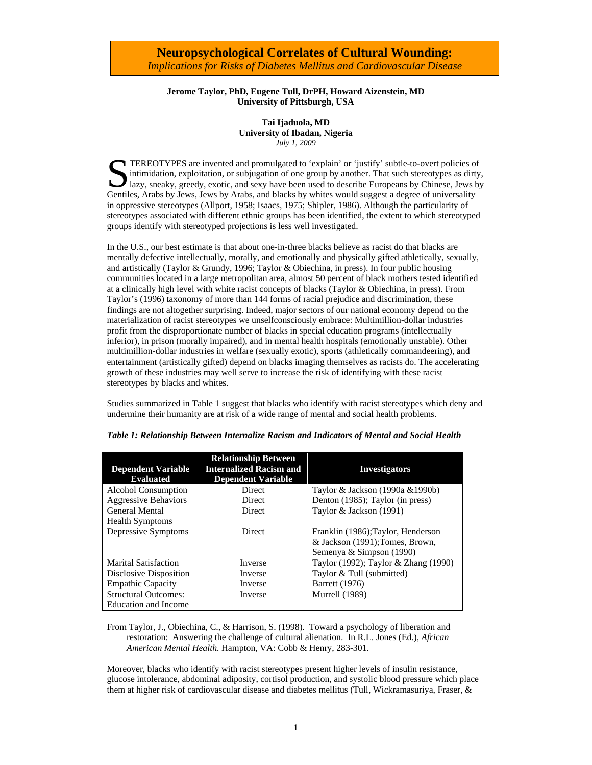# Neuropsychological Correlates of Cultural Wounding:

*Implications for Risks of Diabetes Mellitus and Cardiovascular Disease*

**Jerome Taylor, PhD, Eugene Tull, DrPH, Howard Aizenstein, MD**
**University of Pittsburgh, USA**

**Tai Ijaduola, MD**
**University of Ibadan, Nigeria**
*July 1, 2009*

STEREOTYPES are invented and promulgated to 'explain' or 'justify' subtle-to-overt policies of intimidation, exploitation, or subjugation of one group by another. That such stereotypes as dirty, lazy, sneaky, greedy, exotic, and sexy have been used to describe Europeans by Chinese, Jews by Gentiles, Arabs by Jews, Jews by Arabs, and blacks by whites would suggest a degree of universality in oppressive stereotypes (Allport, 1958; Isaacs, 1975; Shipler, 1986). Although the particularity of stereotypes associated with different ethnic groups has been identified, the extent to which stereotyped groups identify with stereotyped projections is less well investigated.

In the U.S., our best estimate is that about one-in-three blacks believe as racist do that blacks are mentally defective intellectually, morally, and emotionally and physically gifted athletically, sexually, and artistically (Taylor & Grundy, 1996; Taylor & Obiechina, in press). In four public housing communities located in a large metropolitan area, almost 50 percent of black mothers tested identified at a clinically high level with white racist concepts of blacks (Taylor & Obiechina, in press). From Taylor's (1996) taxonomy of more than 144 forms of racial prejudice and discrimination, these findings are not altogether surprising. Indeed, major sectors of our national economy depend on the materialization of racist stereotypes we unselfconsciously embrace: Multimillion-dollar industries profit from the disproportionate number of blacks in special education programs (intellectually inferior), in prison (morally impaired), and in mental health hospitals (emotionally unstable). Other multimillion-dollar industries in welfare (sexually exotic), sports (athletically commandeering), and entertainment (artistically gifted) depend on blacks imaging themselves as racists do. The accelerating growth of these industries may well serve to increase the risk of identifying with these racist stereotypes by blacks and whites.

Studies summarized in Table 1 suggest that blacks who identify with racist stereotypes which deny and undermine their humanity are at risk of a wide range of mental and social health problems.

***Table 1: Relationship Between Internalize Racism and Indicators of Mental and Social Health***

| Dependent Variable Evaluated | Relationship Between Internalized Racism and Dependent Variable | Investigators |
|---|---|---|
| Alcohol Consumption | Direct | Taylor & Jackson (1990a &1990b) |
| Aggressive Behaviors | Direct | Denton (1985); Taylor (in press) |
| General Mental Health Symptoms | Direct | Taylor & Jackson (1991) |
| Depressive Symptoms | Direct | Franklin (1986);Taylor, Henderson & Jackson (1991);Tomes, Brown, Semenya & Simpson (1990) |
| Marital Satisfaction | Inverse | Taylor (1992); Taylor & Zhang (1990) |
| Disclosive Disposition | Inverse | Taylor & Tull (submitted) |
| Empathic Capacity | Inverse | Barrett (1976) |
| Structural Outcomes: Education and Income | Inverse | Murrell (1989) |

From Taylor, J., Obiechina, C., & Harrison, S. (1998). Toward a psychology of liberation and restoration: Answering the challenge of cultural alienation. In R.L. Jones (Ed.), *African American Mental Health.* Hampton, VA: Cobb & Henry, 283-301.

Moreover, blacks who identify with racist stereotypes present higher levels of insulin resistance, glucose intolerance, abdominal adiposity, cortisol production, and systolic blood pressure which place them at higher risk of cardiovascular disease and diabetes mellitus (Tull, Wickramasuriya, Fraser, &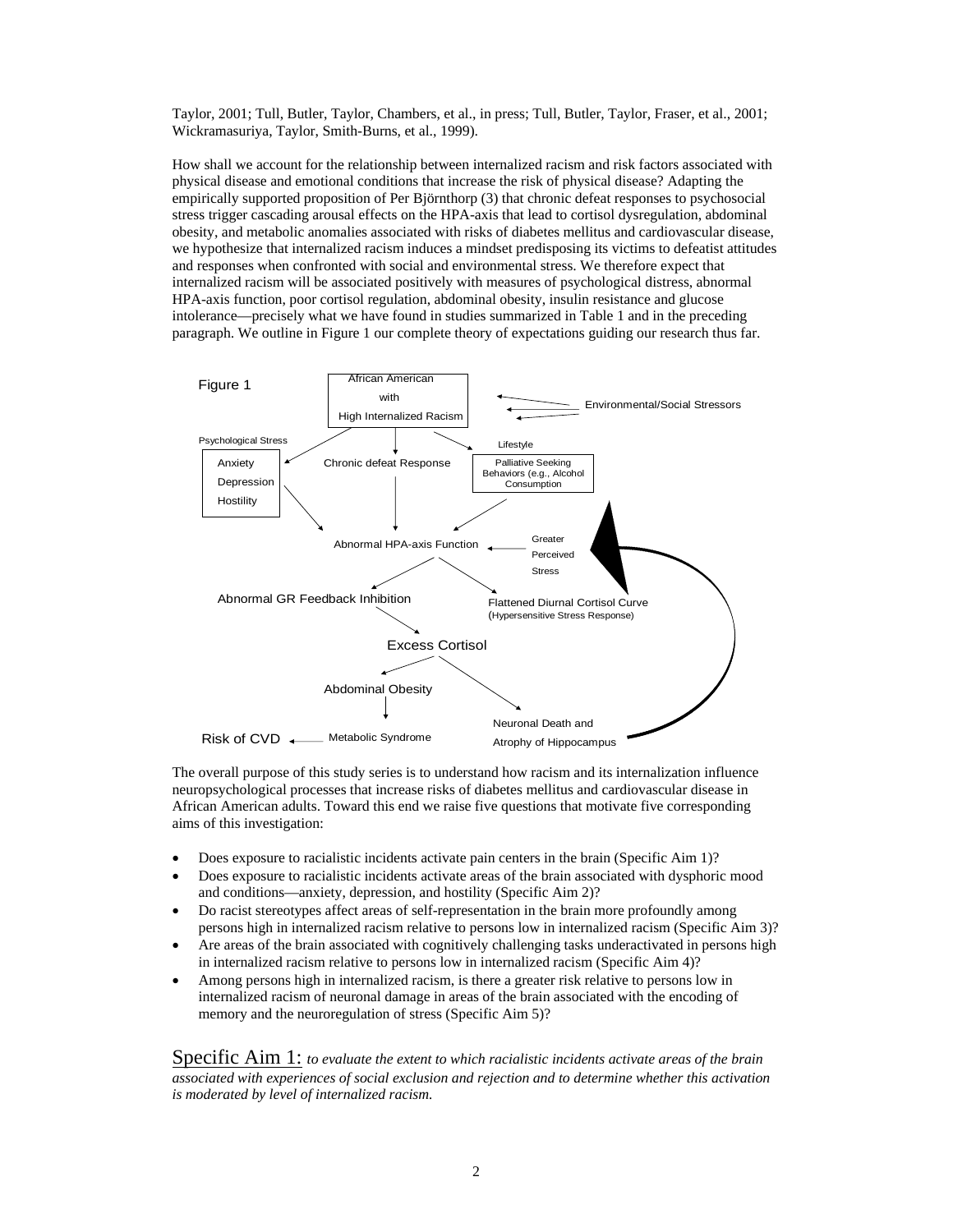Taylor, 2001; Tull, Butler, Taylor, Chambers, et al., in press; Tull, Butler, Taylor, Fraser, et al., 2001; Wickramasuriya, Taylor, Smith-Burns, et al., 1999).

How shall we account for the relationship between internalized racism and risk factors associated with physical disease and emotional conditions that increase the risk of physical disease? Adapting the empirically supported proposition of Per Björnthorp (3) that chronic defeat responses to psychosocial stress trigger cascading arousal effects on the HPA-axis that lead to cortisol dysregulation, abdominal obesity, and metabolic anomalies associated with risks of diabetes mellitus and cardiovascular disease, we hypothesize that internalized racism induces a mindset predisposing its victims to defeatist attitudes and responses when confronted with social and environmental stress. We therefore expect that internalized racism will be associated positively with measures of psychological distress, abnormal HPA-axis function, poor cortisol regulation, abdominal obesity, insulin resistance and glucose intolerance—precisely what we have found in studies summarized in Table 1 and in the preceding paragraph. We outline in Figure 1 our complete theory of expectations guiding our research thus far.

Figure 1

African American with High Internalized Racism

Environmental/Social Stressors

Psychological Stress: Anxiety, Depression, Hostility

Chronic defeat Response

Lifestyle: Palliative Seeking Behaviors (e.g., Alcohol Consumption)

Abnormal HPA-axis Function

Greater Perceived Stress

Abnormal GR Feedback Inhibition

Flattened Diurnal Cortisol Curve (Hypersensitive Stress Response)

Excess Cortisol

Abdominal Obesity

Metabolic Syndrome

Risk of CVD

Neuronal Death and Atrophy of Hippocampus

The overall purpose of this study series is to understand how racism and its internalization influence neuropsychological processes that increase risks of diabetes mellitus and cardiovascular disease in African American adults. Toward this end we raise five questions that motivate five corresponding aims of this investigation:

- Does exposure to racialistic incidents activate pain centers in the brain (Specific Aim 1)?
- Does exposure to racialistic incidents activate areas of the brain associated with dysphoric mood and conditions—anxiety, depression, and hostility (Specific Aim 2)?
- Do racist stereotypes affect areas of self-representation in the brain more profoundly among persons high in internalized racism relative to persons low in internalized racism (Specific Aim 3)?
- Are areas of the brain associated with cognitively challenging tasks underactivated in persons high in internalized racism relative to persons low in internalized racism (Specific Aim 4)?
- Among persons high in internalized racism, is there a greater risk relative to persons low in internalized racism of neuronal damage in areas of the brain associated with the encoding of memory and the neuroregulation of stress (Specific Aim 5)?

Specific Aim 1: *to evaluate the extent to which racialistic incidents activate areas of the brain associated with experiences of social exclusion and rejection and to determine whether this activation is moderated by level of internalized racism.*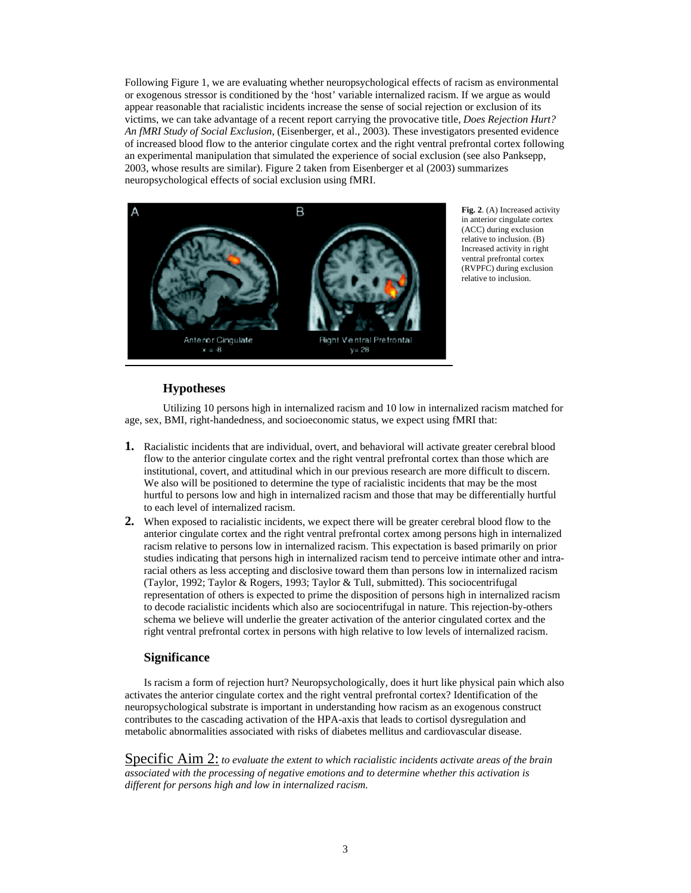Following Figure 1, we are evaluating whether neuropsychological effects of racism as environmental or exogenous stressor is conditioned by the 'host' variable internalized racism. If we argue as would appear reasonable that racialistic incidents increase the sense of social rejection or exclusion of its victims, we can take advantage of a recent report carrying the provocative title, *Does Rejection Hurt? An fMRI Study of Social Exclusion*, (Eisenberger, et al., 2003). These investigators presented evidence of increased blood flow to the anterior cingulate cortex and the right ventral prefrontal cortex following an experimental manipulation that simulated the experience of social exclusion (see also Panksepp, 2003, whose results are similar). Figure 2 taken from Eisenberger et al (2003) summarizes neuropsychological effects of social exclusion using fMRI.

**Fig. 2**. (A) Increased activity in anterior cingulate cortex (ACC) during exclusion relative to inclusion. (B) Increased activity in right ventral prefrontal cortex (RVPFC) during exclusion relative to inclusion.

## Hypotheses

Utilizing 10 persons high in internalized racism and 10 low in internalized racism matched for age, sex, BMI, right-handedness, and socioeconomic status, we expect using fMRI that:

1. Racialistic incidents that are individual, overt, and behavioral will activate greater cerebral blood flow to the anterior cingulate cortex and the right ventral prefrontal cortex than those which are institutional, covert, and attitudinal which in our previous research are more difficult to discern. We also will be positioned to determine the type of racialistic incidents that may be the most hurtful to persons low and high in internalized racism and those that may be differentially hurtful to each level of internalized racism.
2. When exposed to racialistic incidents, we expect there will be greater cerebral blood flow to the anterior cingulate cortex and the right ventral prefrontal cortex among persons high in internalized racism relative to persons low in internalized racism. This expectation is based primarily on prior studies indicating that persons high in internalized racism tend to perceive intimate other and intra-racial others as less accepting and disclosive toward them than persons low in internalized racism (Taylor, 1992; Taylor & Rogers, 1993; Taylor & Tull, submitted). This sociocentrifugal representation of others is expected to prime the disposition of persons high in internalized racism to decode racialistic incidents which also are sociocentrifugal in nature. This rejection-by-others schema we believe will underlie the greater activation of the anterior cingulated cortex and the right ventral prefrontal cortex in persons with high relative to low levels of internalized racism.

## Significance

Is racism a form of rejection hurt? Neuropsychologically, does it hurt like physical pain which also activates the anterior cingulate cortex and the right ventral prefrontal cortex? Identification of the neuropsychological substrate is important in understanding how racism as an exogenous construct contributes to the cascading activation of the HPA-axis that leads to cortisol dysregulation and metabolic abnormalities associated with risks of diabetes mellitus and cardiovascular disease.

Specific Aim 2: ***to evaluate the extent to which racialistic incidents activate areas of the brain associated with the processing of negative emotions and to determine whether this activation is different for persons high and low in internalized racism.***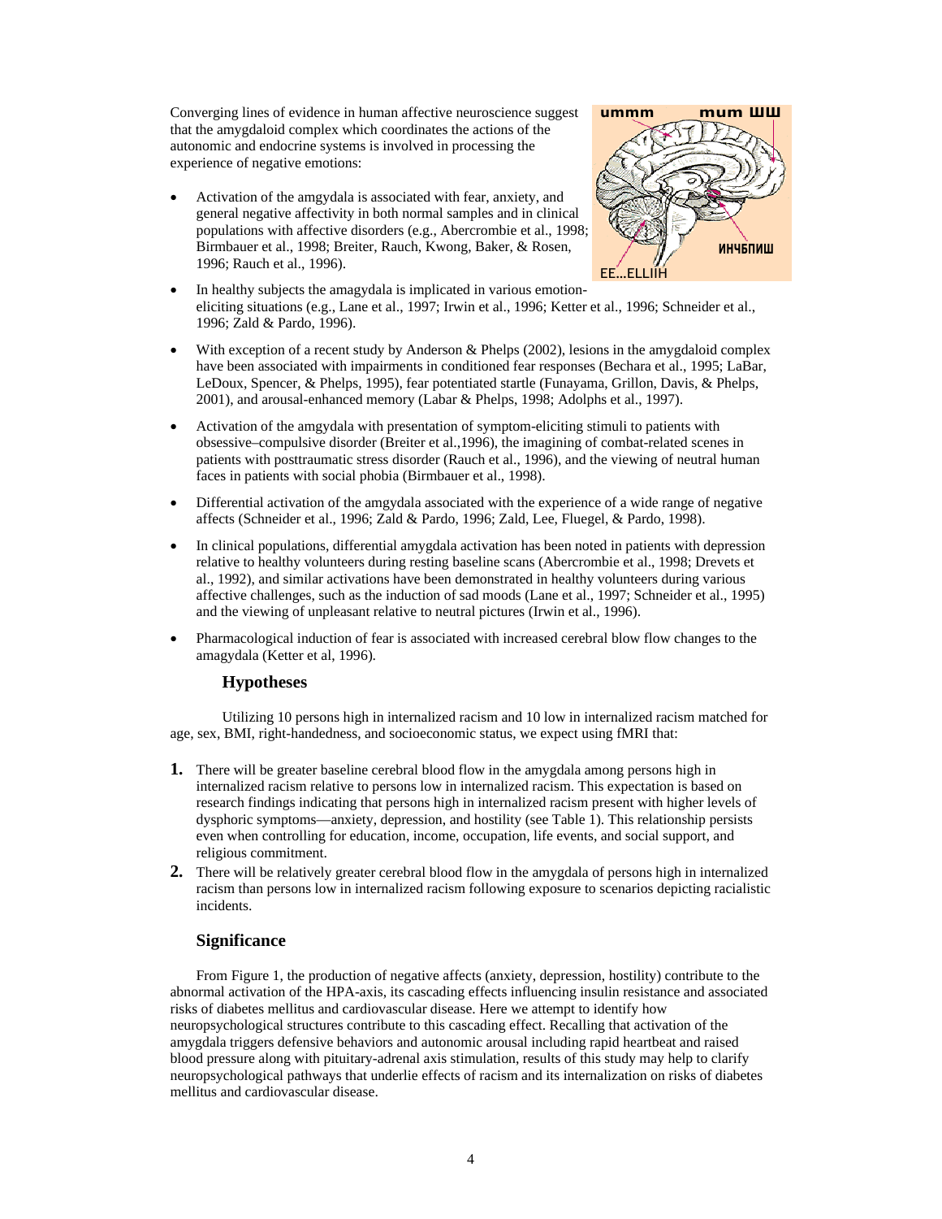Converging lines of evidence in human affective neuroscience suggest that the amygdaloid complex which coordinates the actions of the autonomic and endocrine systems is involved in processing the experience of negative emotions:

- Activation of the amygdala is associated with fear, anxiety, and general negative affectivity in both normal samples and in clinical populations with affective disorders (e.g., Abercrombie et al., 1998; Birmbauer et al., 1998; Breiter, Rauch, Kwong, Baker, & Rosen, 1996; Rauch et al., 1996).
- In healthy subjects the amagydala is implicated in various emotion-eliciting situations (e.g., Lane et al., 1997; Irwin et al., 1996; Ketter et al., 1996; Schneider et al., 1996; Zald & Pardo, 1996).
- With exception of a recent study by Anderson & Phelps (2002), lesions in the amygdaloid complex have been associated with impairments in conditioned fear responses (Bechara et al., 1995; LaBar, LeDoux, Spencer, & Phelps, 1995), fear potentiated startle (Funayama, Grillon, Davis, & Phelps, 2001), and arousal-enhanced memory (Labar & Phelps, 1998; Adolphs et al., 1997).
- Activation of the amygdala with presentation of symptom-eliciting stimuli to patients with obsessive–compulsive disorder (Breiter et al.,1996), the imagining of combat-related scenes in patients with posttraumatic stress disorder (Rauch et al., 1996), and the viewing of neutral human faces in patients with social phobia (Birmbauer et al., 1998).
- Differential activation of the amygdala associated with the experience of a wide range of negative affects (Schneider et al., 1996; Zald & Pardo, 1996; Zald, Lee, Fluegel, & Pardo, 1998).
- In clinical populations, differential amygdala activation has been noted in patients with depression relative to healthy volunteers during resting baseline scans (Abercrombie et al., 1998; Drevets et al., 1992), and similar activations have been demonstrated in healthy volunteers during various affective challenges, such as the induction of sad moods (Lane et al., 1997; Schneider et al., 1995) and the viewing of unpleasant relative to neutral pictures (Irwin et al., 1996).
- Pharmacological induction of fear is associated with increased cerebral blow flow changes to the amagydala (Ketter et al, 1996).

## Hypotheses

Utilizing 10 persons high in internalized racism and 10 low in internalized racism matched for age, sex, BMI, right-handedness, and socioeconomic status, we expect using fMRI that:

1. There will be greater baseline cerebral blood flow in the amygdala among persons high in internalized racism relative to persons low in internalized racism. This expectation is based on research findings indicating that persons high in internalized racism present with higher levels of dysphoric symptoms—anxiety, depression, and hostility (see Table 1). This relationship persists even when controlling for education, income, occupation, life events, and social support, and religious commitment.
2. There will be relatively greater cerebral blood flow in the amygdala of persons high in internalized racism than persons low in internalized racism following exposure to scenarios depicting racialistic incidents.

## Significance

From Figure 1, the production of negative affects (anxiety, depression, hostility) contribute to the abnormal activation of the HPA-axis, its cascading effects influencing insulin resistance and associated risks of diabetes mellitus and cardiovascular disease. Here we attempt to identify how neuropsychological structures contribute to this cascading effect. Recalling that activation of the amygdala triggers defensive behaviors and autonomic arousal including rapid heartbeat and raised blood pressure along with pituitary-adrenal axis stimulation, results of this study may help to clarify neuropsychological pathways that underlie effects of racism and its internalization on risks of diabetes mellitus and cardiovascular disease.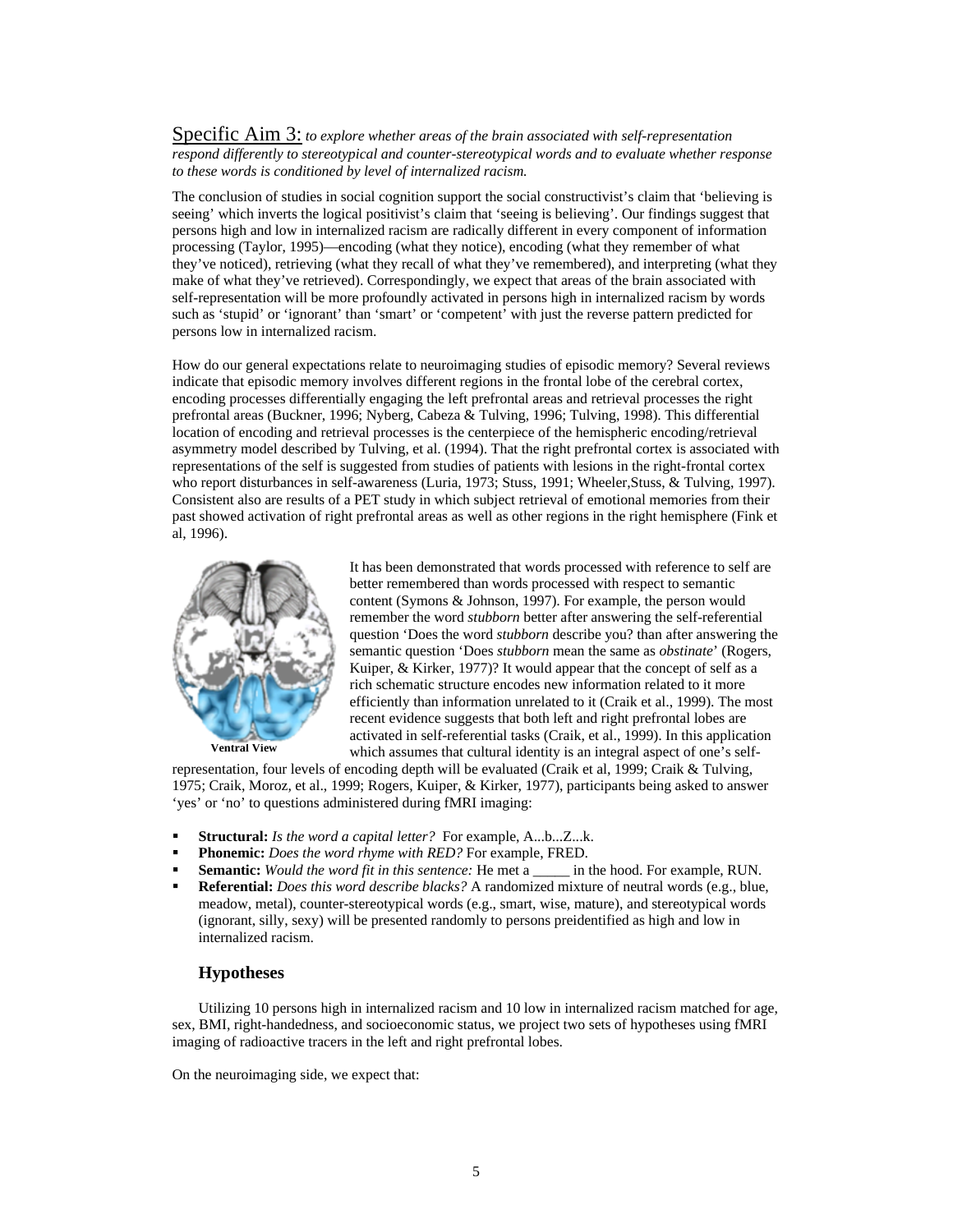Specific Aim 3: *to explore whether areas of the brain associated with self-representation respond differently to stereotypical and counter-stereotypical words and to evaluate whether response to these words is conditioned by level of internalized racism.*

The conclusion of studies in social cognition support the social constructivist's claim that 'believing is seeing' which inverts the logical positivist's claim that 'seeing is believing'. Our findings suggest that persons high and low in internalized racism are radically different in every component of information processing (Taylor, 1995)—encoding (what they notice), encoding (what they remember of what they've noticed), retrieving (what they recall of what they've remembered), and interpreting (what they make of what they've retrieved). Correspondingly, we expect that areas of the brain associated with self-representation will be more profoundly activated in persons high in internalized racism by words such as 'stupid' or 'ignorant' than 'smart' or 'competent' with just the reverse pattern predicted for persons low in internalized racism.

How do our general expectations relate to neuroimaging studies of episodic memory? Several reviews indicate that episodic memory involves different regions in the frontal lobe of the cerebral cortex, encoding processes differentially engaging the left prefrontal areas and retrieval processes the right prefrontal areas (Buckner, 1996; Nyberg, Cabeza & Tulving, 1996; Tulving, 1998). This differential location of encoding and retrieval processes is the centerpiece of the hemispheric encoding/retrieval asymmetry model described by Tulving, et al. (1994). That the right prefrontal cortex is associated with representations of the self is suggested from studies of patients with lesions in the right-frontal cortex who report disturbances in self-awareness (Luria, 1973; Stuss, 1991; Wheeler,Stuss, & Tulving, 1997). Consistent also are results of a PET study in which subject retrieval of emotional memories from their past showed activation of right prefrontal areas as well as other regions in the right hemisphere (Fink et al, 1996).

Ventral View

It has been demonstrated that words processed with reference to self are better remembered than words processed with respect to semantic content (Symons & Johnson, 1997). For example, the person would remember the word *stubborn* better after answering the self-referential question 'Does the word *stubborn* describe you? than after answering the semantic question 'Does *stubborn* mean the same as *obstinate*' (Rogers, Kuiper, & Kirker, 1977)? It would appear that the concept of self as a rich schematic structure encodes new information related to it more efficiently than information unrelated to it (Craik et al., 1999). The most recent evidence suggests that both left and right prefrontal lobes are activated in self-referential tasks (Craik, et al., 1999). In this application which assumes that cultural identity is an integral aspect of one's self-representation, four levels of encoding depth will be evaluated (Craik et al, 1999; Craik & Tulving, 1975; Craik, Moroz, et al., 1999; Rogers, Kuiper, & Kirker, 1977), participants being asked to answer 'yes' or 'no' to questions administered during fMRI imaging:

- **Structural:** *Is the word a capital letter?* For example, A...b...Z...k.
- **Phonemic:** *Does the word rhyme with RED?* For example, FRED.
- **Semantic:** *Would the word fit in this sentence:* He met a _____ in the hood. For example, RUN.
- **Referential:** *Does this word describe blacks?* A randomized mixture of neutral words (e.g., blue, meadow, metal), counter-stereotypical words (e.g., smart, wise, mature), and stereotypical words (ignorant, silly, sexy) will be presented randomly to persons preidentified as high and low in internalized racism.

### Hypotheses

Utilizing 10 persons high in internalized racism and 10 low in internalized racism matched for age, sex, BMI, right-handedness, and socioeconomic status, we project two sets of hypotheses using fMRI imaging of radioactive tracers in the left and right prefrontal lobes.

On the neuroimaging side, we expect that: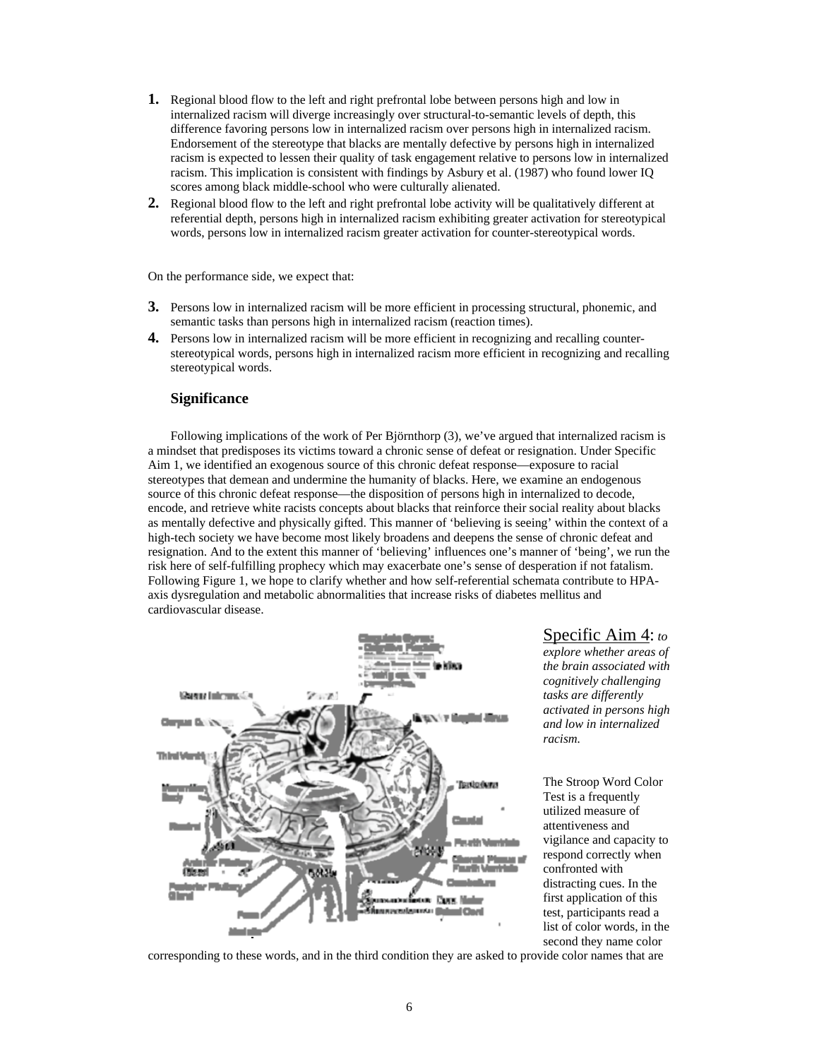1. Regional blood flow to the left and right prefrontal lobe between persons high and low in internalized racism will diverge increasingly over structural-to-semantic levels of depth, this difference favoring persons low in internalized racism over persons high in internalized racism. Endorsement of the stereotype that blacks are mentally defective by persons high in internalized racism is expected to lessen their quality of task engagement relative to persons low in internalized racism. This implication is consistent with findings by Asbury et al. (1987) who found lower IQ scores among black middle-school who were culturally alienated.
2. Regional blood flow to the left and right prefrontal lobe activity will be qualitatively different at referential depth, persons high in internalized racism exhibiting greater activation for stereotypical words, persons low in internalized racism greater activation for counter-stereotypical words.

On the performance side, we expect that:

3. Persons low in internalized racism will be more efficient in processing structural, phonemic, and semantic tasks than persons high in internalized racism (reaction times).
4. Persons low in internalized racism will be more efficient in recognizing and recalling counter-stereotypical words, persons high in internalized racism more efficient in recognizing and recalling stereotypical words.

### Significance

Following implications of the work of Per Björnthorp (3), we've argued that internalized racism is a mindset that predisposes its victims toward a chronic sense of defeat or resignation. Under Specific Aim 1, we identified an exogenous source of this chronic defeat response—exposure to racial stereotypes that demean and undermine the humanity of blacks. Here, we examine an endogenous source of this chronic defeat response—the disposition of persons high in internalized to decode, encode, and retrieve white racists concepts about blacks that reinforce their social reality about blacks as mentally defective and physically gifted. This manner of 'believing is seeing' within the context of a high-tech society we have become most likely broadens and deepens the sense of chronic defeat and resignation. And to the extent this manner of 'believing' influences one's manner of 'being', we run the risk here of self-fulfilling prophecy which may exacerbate one's sense of desperation if not fatalism. Following Figure 1, we hope to clarify whether and how self-referential schemata contribute to HPA-axis dysregulation and metabolic abnormalities that increase risks of diabetes mellitus and cardiovascular disease.

<u>Specific Aim 4</u>: *to explore whether areas of the brain associated with cognitively challenging tasks are differently activated in persons high and low in internalized racism.*

The Stroop Word Color Test is a frequently utilized measure of attentiveness and vigilance and capacity to respond correctly when confronted with distracting cues. In the first application of this test, participants read a list of color words, in the second they name color corresponding to these words, and in the third condition they are asked to provide color names that are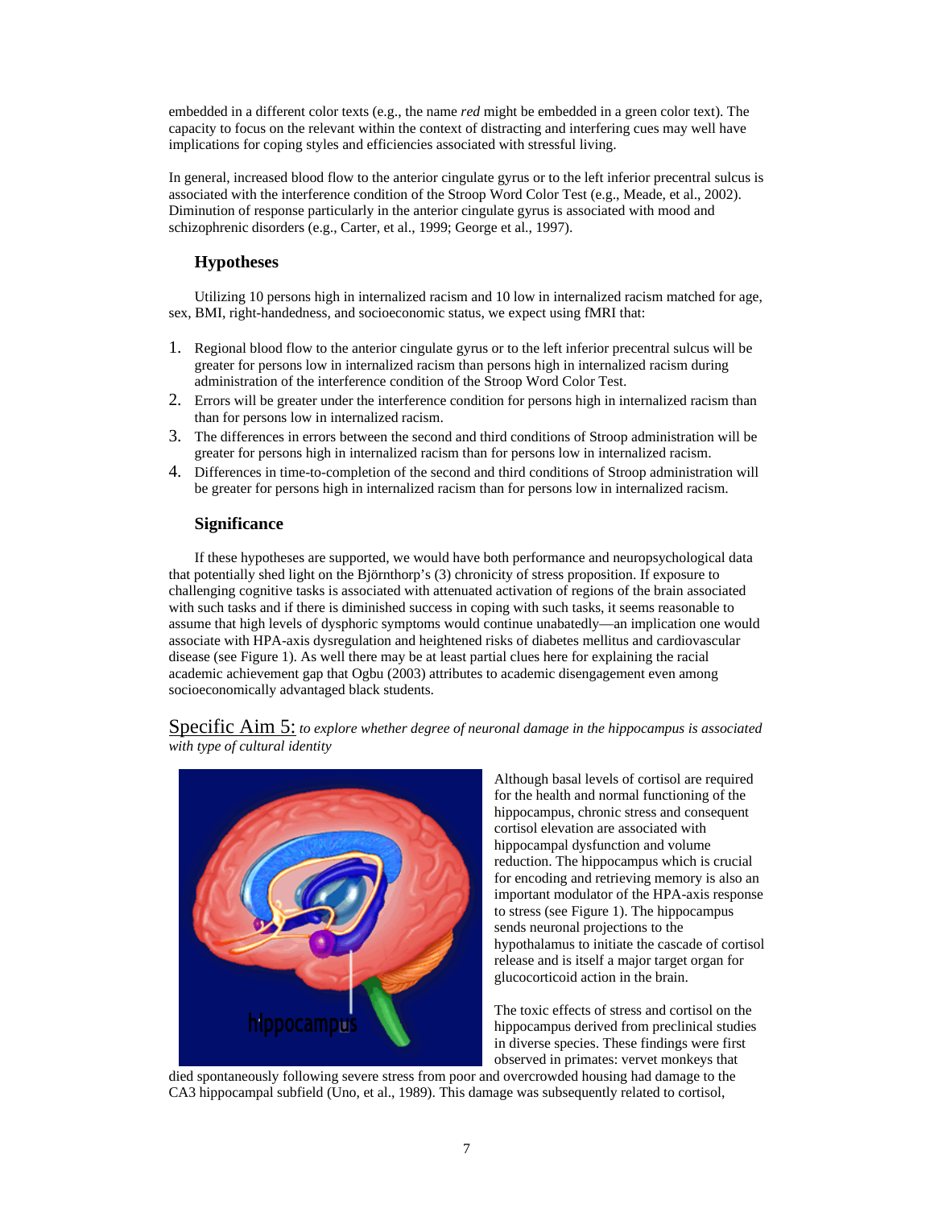embedded in a different color texts (e.g., the name *red* might be embedded in a green color text). The capacity to focus on the relevant within the context of distracting and interfering cues may well have implications for coping styles and efficiencies associated with stressful living.

In general, increased blood flow to the anterior cingulate gyrus or to the left inferior precentral sulcus is associated with the interference condition of the Stroop Word Color Test (e.g., Meade, et al., 2002). Diminution of response particularly in the anterior cingulate gyrus is associated with mood and schizophrenic disorders (e.g., Carter, et al., 1999; George et al., 1997).

### Hypotheses

Utilizing 10 persons high in internalized racism and 10 low in internalized racism matched for age, sex, BMI, right-handedness, and socioeconomic status, we expect using fMRI that:

1. Regional blood flow to the anterior cingulate gyrus or to the left inferior precentral sulcus will be greater for persons low in internalized racism than persons high in internalized racism during administration of the interference condition of the Stroop Word Color Test.
2. Errors will be greater under the interference condition for persons high in internalized racism than than for persons low in internalized racism.
3. The differences in errors between the second and third conditions of Stroop administration will be greater for persons high in internalized racism than for persons low in internalized racism.
4. Differences in time-to-completion of the second and third conditions of Stroop administration will be greater for persons high in internalized racism than for persons low in internalized racism.

### Significance

If these hypotheses are supported, we would have both performance and neuropsychological data that potentially shed light on the Björnthorp's (3) chronicity of stress proposition. If exposure to challenging cognitive tasks is associated with attenuated activation of regions of the brain associated with such tasks and if there is diminished success in coping with such tasks, it seems reasonable to assume that high levels of dysphoric symptoms would continue unabatedly—an implication one would associate with HPA-axis dysregulation and heightened risks of diabetes mellitus and cardiovascular disease (see Figure 1). As well there may be at least partial clues here for explaining the racial academic achievement gap that Ogbu (2003) attributes to academic disengagement even among socioeconomically advantaged black students.

## Specific Aim 5: *to explore whether degree of neuronal damage in the hippocampus is associated with type of cultural identity*

hippocampus

Although basal levels of cortisol are required for the health and normal functioning of the hippocampus, chronic stress and consequent cortisol elevation are associated with hippocampal dysfunction and volume reduction. The hippocampus which is crucial for encoding and retrieving memory is also an important modulator of the HPA-axis response to stress (see Figure 1). The hippocampus sends neuronal projections to the hypothalamus to initiate the cascade of cortisol release and is itself a major target organ for glucocorticoid action in the brain.

The toxic effects of stress and cortisol on the hippocampus derived from preclinical studies in diverse species. These findings were first observed in primates: vervet monkeys that died spontaneously following severe stress from poor and overcrowded housing had damage to the CA3 hippocampal subfield (Uno, et al., 1989). This damage was subsequently related to cortisol,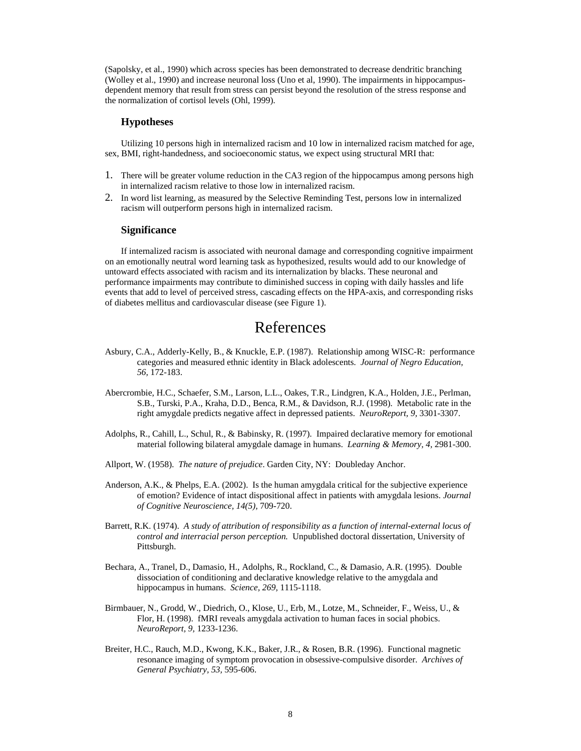(Sapolsky, et al., 1990) which across species has been demonstrated to decrease dendritic branching (Wolley et al., 1990) and increase neuronal loss (Uno et al, 1990). The impairments in hippocampus-dependent memory that result from stress can persist beyond the resolution of the stress response and the normalization of cortisol levels (Ohl, 1999).

### Hypotheses

Utilizing 10 persons high in internalized racism and 10 low in internalized racism matched for age, sex, BMI, right-handedness, and socioeconomic status, we expect using structural MRI that:

1. There will be greater volume reduction in the CA3 region of the hippocampus among persons high in internalized racism relative to those low in internalized racism.
2. In word list learning, as measured by the Selective Reminding Test, persons low in internalized racism will outperform persons high in internalized racism.

### Significance

If internalized racism is associated with neuronal damage and corresponding cognitive impairment on an emotionally neutral word learning task as hypothesized, results would add to our knowledge of untoward effects associated with racism and its internalization by blacks. These neuronal and performance impairments may contribute to diminished success in coping with daily hassles and life events that add to level of perceived stress, cascading effects on the HPA-axis, and corresponding risks of diabetes mellitus and cardiovascular disease (see Figure 1).

# References

Asbury, C.A., Adderly-Kelly, B., & Knuckle, E.P. (1987). Relationship among WISC-R: performance categories and measured ethnic identity in Black adolescents. *Journal of Negro Education, 56,* 172-183.

Abercrombie, H.C., Schaefer, S.M., Larson, L.L., Oakes, T.R., Lindgren, K.A., Holden, J.E., Perlman, S.B., Turski, P.A., Kraha, D.D., Benca, R.M., & Davidson, R.J. (1998). Metabolic rate in the right amygdale predicts negative affect in depressed patients. *NeuroReport, 9,* 3301-3307.

Adolphs, R., Cahill, L., Schul, R., & Babinsky, R. (1997). Impaired declarative memory for emotional material following bilateral amygdale damage in humans. *Learning & Memory, 4,* 2981-300.

Allport, W. (1958). *The nature of prejudice*. Garden City, NY: Doubleday Anchor.

Anderson, A.K., & Phelps, E.A. (2002). Is the human amygdala critical for the subjective experience of emotion? Evidence of intact dispositional affect in patients with amygdala lesions. *Journal of Cognitive Neuroscience, 14(5),* 709-720.

Barrett, R.K. (1974). *A study of attribution of responsibility as a function of internal-external locus of control and interracial person perception.* Unpublished doctoral dissertation, University of Pittsburgh.

Bechara, A., Tranel, D., Damasio, H., Adolphs, R., Rockland, C., & Damasio, A.R. (1995). Double dissociation of conditioning and declarative knowledge relative to the amygdala and hippocampus in humans. *Science, 269,* 1115-1118.

Birmbauer, N., Grodd, W., Diedrich, O., Klose, U., Erb, M., Lotze, M., Schneider, F., Weiss, U., & Flor, H. (1998). fMRI reveals amygdala activation to human faces in social phobics. *NeuroReport, 9,* 1233-1236.

Breiter, H.C., Rauch, M.D., Kwong, K.K., Baker, J.R., & Rosen, B.R. (1996). Functional magnetic resonance imaging of symptom provocation in obsessive-compulsive disorder. *Archives of General Psychiatry, 53,* 595-606.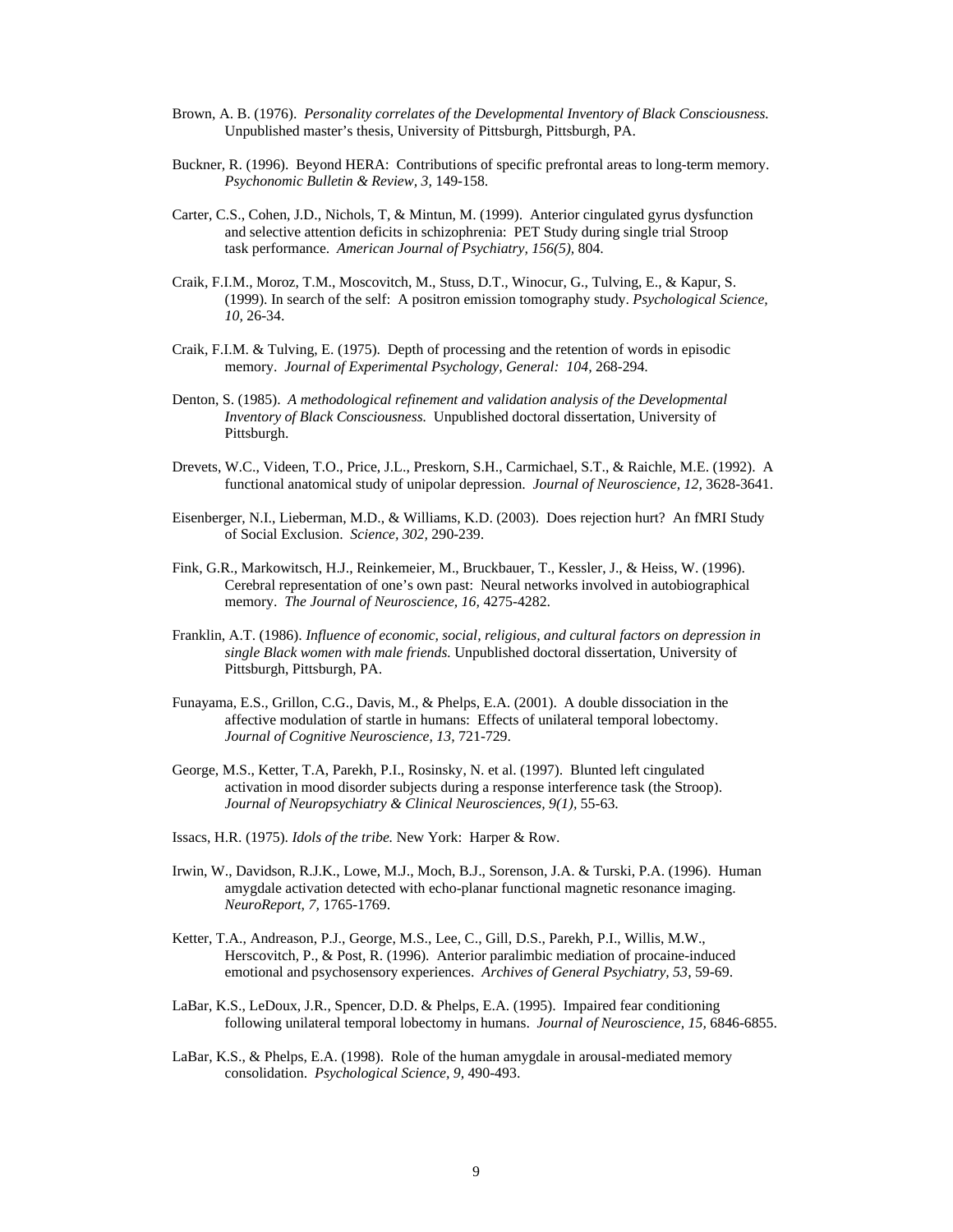Brown, A. B. (1976). *Personality correlates of the Developmental Inventory of Black Consciousness.* Unpublished master's thesis, University of Pittsburgh, Pittsburgh, PA.

Buckner, R. (1996). Beyond HERA: Contributions of specific prefrontal areas to long-term memory. *Psychonomic Bulletin & Review, 3,* 149-158.

Carter, C.S., Cohen, J.D., Nichols, T, & Mintun, M. (1999). Anterior cingulated gyrus dysfunction and selective attention deficits in schizophrenia: PET Study during single trial Stroop task performance. *American Journal of Psychiatry, 156(5),* 804.

Craik, F.I.M., Moroz, T.M., Moscovitch, M., Stuss, D.T., Winocur, G., Tulving, E., & Kapur, S. (1999). In search of the self: A positron emission tomography study. *Psychological Science, 10,* 26-34.

Craik, F.I.M. & Tulving, E. (1975). Depth of processing and the retention of words in episodic memory. *Journal of Experimental Psychology, General: 104,* 268-294.

Denton, S. (1985). *A methodological refinement and validation analysis of the Developmental Inventory of Black Consciousness.* Unpublished doctoral dissertation, University of Pittsburgh.

Drevets, W.C., Videen, T.O., Price, J.L., Preskorn, S.H., Carmichael, S.T., & Raichle, M.E. (1992). A functional anatomical study of unipolar depression. *Journal of Neuroscience, 12,* 3628-3641.

Eisenberger, N.I., Lieberman, M.D., & Williams, K.D. (2003). Does rejection hurt? An fMRI Study of Social Exclusion. *Science, 302,* 290-239.

Fink, G.R., Markowitsch, H.J., Reinkemeier, M., Bruckbauer, T., Kessler, J., & Heiss, W. (1996). Cerebral representation of one's own past: Neural networks involved in autobiographical memory. *The Journal of Neuroscience, 16,* 4275-4282.

Franklin, A.T. (1986). *Influence of economic, social, religious, and cultural factors on depression in single Black women with male friends.* Unpublished doctoral dissertation, University of Pittsburgh, Pittsburgh, PA.

Funayama, E.S., Grillon, C.G., Davis, M., & Phelps, E.A. (2001). A double dissociation in the affective modulation of startle in humans: Effects of unilateral temporal lobectomy. *Journal of Cognitive Neuroscience, 13,* 721-729.

George, M.S., Ketter, T.A, Parekh, P.I., Rosinsky, N. et al. (1997). Blunted left cingulated activation in mood disorder subjects during a response interference task (the Stroop). *Journal of Neuropsychiatry & Clinical Neurosciences, 9(1),* 55-63.

Issacs, H.R. (1975). *Idols of the tribe.* New York: Harper & Row.

Irwin, W., Davidson, R.J.K., Lowe, M.J., Moch, B.J., Sorenson, J.A. & Turski, P.A. (1996). Human amygdale activation detected with echo-planar functional magnetic resonance imaging. *NeuroReport, 7,* 1765-1769.

Ketter, T.A., Andreason, P.J., George, M.S., Lee, C., Gill, D.S., Parekh, P.I., Willis, M.W., Herscovitch, P., & Post, R. (1996). Anterior paralimbic mediation of procaine-induced emotional and psychosensory experiences. *Archives of General Psychiatry, 53,* 59-69.

LaBar, K.S., LeDoux, J.R., Spencer, D.D. & Phelps, E.A. (1995). Impaired fear conditioning following unilateral temporal lobectomy in humans. *Journal of Neuroscience, 15,* 6846-6855.

LaBar, K.S., & Phelps, E.A. (1998). Role of the human amygdale in arousal-mediated memory consolidation. *Psychological Science, 9,* 490-493.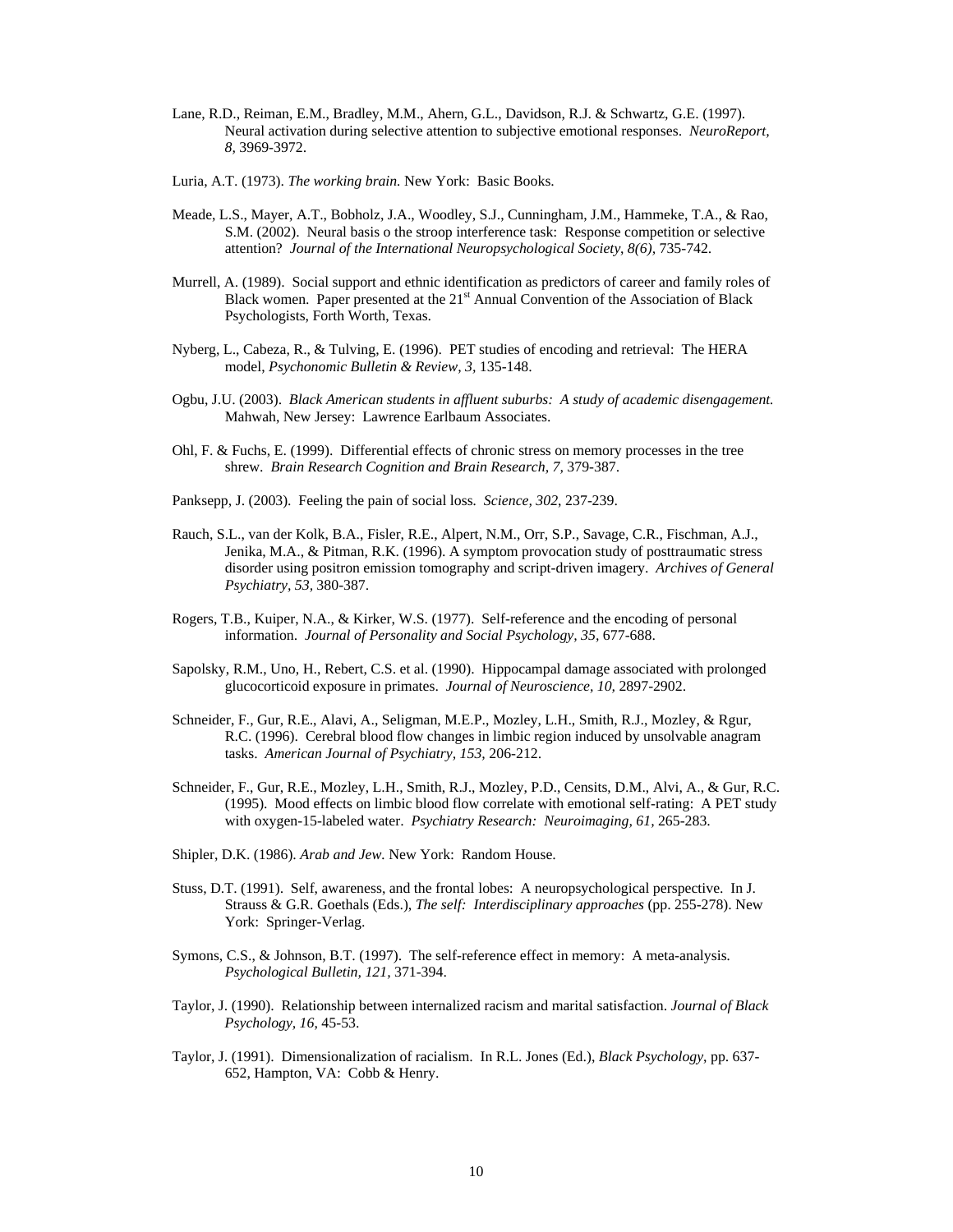Lane, R.D., Reiman, E.M., Bradley, M.M., Ahern, G.L., Davidson, R.J. & Schwartz, G.E. (1997). Neural activation during selective attention to subjective emotional responses. *NeuroReport, 8,* 3969-3972.

Luria, A.T. (1973). *The working brain.* New York: Basic Books.

Meade, L.S., Mayer, A.T., Bobholz, J.A., Woodley, S.J., Cunningham, J.M., Hammeke, T.A., & Rao, S.M. (2002). Neural basis o the stroop interference task: Response competition or selective attention? *Journal of the International Neuropsychological Society, 8(6),* 735-742.

Murrell, A. (1989). Social support and ethnic identification as predictors of career and family roles of Black women. Paper presented at the 21st Annual Convention of the Association of Black Psychologists, Forth Worth, Texas.

Nyberg, L., Cabeza, R., & Tulving, E. (1996). PET studies of encoding and retrieval: The HERA model, *Psychonomic Bulletin & Review, 3,* 135-148.

Ogbu, J.U. (2003). *Black American students in affluent suburbs: A study of academic disengagement.* Mahwah, New Jersey: Lawrence Earlbaum Associates.

Ohl, F. & Fuchs, E. (1999). Differential effects of chronic stress on memory processes in the tree shrew. *Brain Research Cognition and Brain Research, 7,* 379-387.

Panksepp, J. (2003). Feeling the pain of social loss. *Science, 302,* 237-239.

Rauch, S.L., van der Kolk, B.A., Fisler, R.E., Alpert, N.M., Orr, S.P., Savage, C.R., Fischman, A.J., Jenika, M.A., & Pitman, R.K. (1996). A symptom provocation study of posttraumatic stress disorder using positron emission tomography and script-driven imagery. *Archives of General Psychiatry, 53,* 380-387.

Rogers, T.B., Kuiper, N.A., & Kirker, W.S. (1977). Self-reference and the encoding of personal information. *Journal of Personality and Social Psychology, 35,* 677-688.

Sapolsky, R.M., Uno, H., Rebert, C.S. et al. (1990). Hippocampal damage associated with prolonged glucocorticoid exposure in primates. *Journal of Neuroscience, 10,* 2897-2902.

Schneider, F., Gur, R.E., Alavi, A., Seligman, M.E.P., Mozley, L.H., Smith, R.J., Mozley, & Rgur, R.C. (1996). Cerebral blood flow changes in limbic region induced by unsolvable anagram tasks. *American Journal of Psychiatry, 153,* 206-212.

Schneider, F., Gur, R.E., Mozley, L.H., Smith, R.J., Mozley, P.D., Censits, D.M., Alvi, A., & Gur, R.C. (1995). Mood effects on limbic blood flow correlate with emotional self-rating: A PET study with oxygen-15-labeled water. *Psychiatry Research: Neuroimaging, 61,* 265-283.

Shipler, D.K. (1986). *Arab and Jew.* New York: Random House.

Stuss, D.T. (1991). Self, awareness, and the frontal lobes: A neuropsychological perspective. In J. Strauss & G.R. Goethals (Eds.), *The self: Interdisciplinary approaches* (pp. 255-278). New York: Springer-Verlag.

Symons, C.S., & Johnson, B.T. (1997). The self-reference effect in memory: A meta-analysis. *Psychological Bulletin, 121,* 371-394.

Taylor, J. (1990). Relationship between internalized racism and marital satisfaction. *Journal of Black Psychology, 16,* 45-53.

Taylor, J. (1991). Dimensionalization of racialism. In R.L. Jones (Ed.), *Black Psychology,* pp. 637-652, Hampton, VA: Cobb & Henry.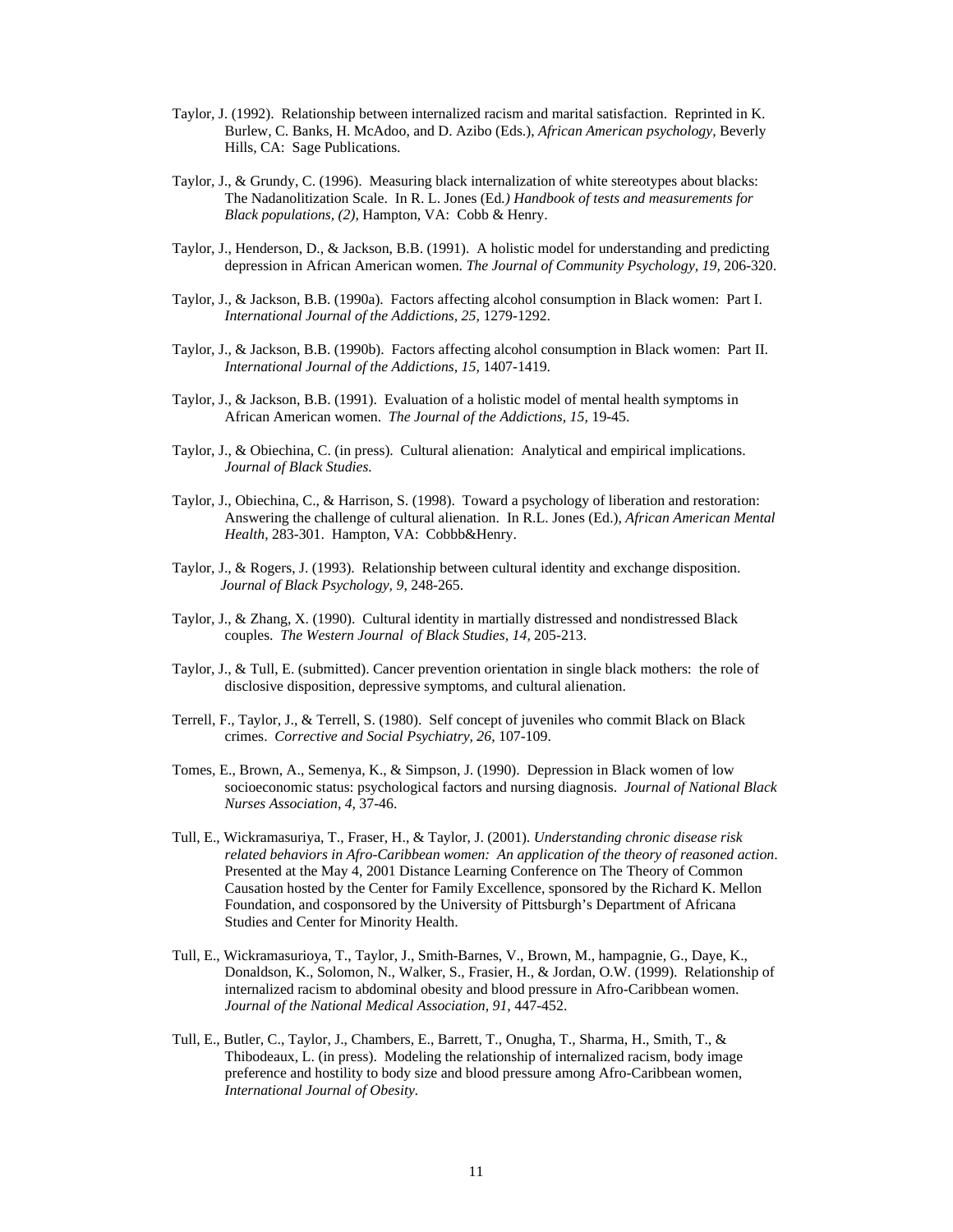Taylor, J. (1992). Relationship between internalized racism and marital satisfaction. Reprinted in K. Burlew, C. Banks, H. McAdoo, and D. Azibo (Eds.), *African American psychology,* Beverly Hills, CA: Sage Publications.

Taylor, J., & Grundy, C. (1996). Measuring black internalization of white stereotypes about blacks: The Nadanolitization Scale. In R. L. Jones (Ed*.) Handbook of tests and measurements for Black populations, (2),* Hampton, VA: Cobb & Henry.

Taylor, J., Henderson, D., & Jackson, B.B. (1991). A holistic model for understanding and predicting depression in African American women. *The Journal of Community Psychology, 19,* 206-320.

Taylor, J., & Jackson, B.B. (1990a). Factors affecting alcohol consumption in Black women: Part I. *International Journal of the Addictions, 25,* 1279-1292.

Taylor, J., & Jackson, B.B. (1990b). Factors affecting alcohol consumption in Black women: Part II. *International Journal of the Addictions, 15,* 1407-1419.

Taylor, J., & Jackson, B.B. (1991). Evaluation of a holistic model of mental health symptoms in African American women. *The Journal of the Addictions, 15,* 19-45.

Taylor, J., & Obiechina, C. (in press). Cultural alienation: Analytical and empirical implications. *Journal of Black Studies.*

Taylor, J., Obiechina, C., & Harrison, S. (1998). Toward a psychology of liberation and restoration: Answering the challenge of cultural alienation. In R.L. Jones (Ed.), *African American Mental Health,* 283-301. Hampton, VA: Cobbb&Henry.

Taylor, J., & Rogers, J. (1993). Relationship between cultural identity and exchange disposition. *Journal of Black Psychology, 9,* 248-265.

Taylor, J., & Zhang, X. (1990). Cultural identity in martially distressed and nondistressed Black couples. *The Western Journal of Black Studies, 14,* 205-213.

Taylor, J., & Tull, E. (submitted). Cancer prevention orientation in single black mothers: the role of disclosive disposition, depressive symptoms, and cultural alienation.

Terrell, F., Taylor, J., & Terrell, S. (1980). Self concept of juveniles who commit Black on Black crimes. *Corrective and Social Psychiatry, 26,* 107-109.

Tomes, E., Brown, A., Semenya, K., & Simpson, J. (1990). Depression in Black women of low socioeconomic status: psychological factors and nursing diagnosis. *Journal of National Black Nurses Association, 4,* 37-46.

Tull, E., Wickramasuriya, T., Fraser, H., & Taylor, J. (2001). *Understanding chronic disease risk related behaviors in Afro-Caribbean women: An application of the theory of reasoned action*. Presented at the May 4, 2001 Distance Learning Conference on The Theory of Common Causation hosted by the Center for Family Excellence, sponsored by the Richard K. Mellon Foundation, and cosponsored by the University of Pittsburgh's Department of Africana Studies and Center for Minority Health.

Tull, E., Wickramasurioya, T., Taylor, J., Smith-Barnes, V., Brown, M., hampagnie, G., Daye, K., Donaldson, K., Solomon, N., Walker, S., Frasier, H., & Jordan, O.W. (1999). Relationship of internalized racism to abdominal obesity and blood pressure in Afro-Caribbean women. *Journal of the National Medical Association, 91,* 447-452.

Tull, E., Butler, C., Taylor, J., Chambers, E., Barrett, T., Onugha, T., Sharma, H., Smith, T., & Thibodeaux, L. (in press). Modeling the relationship of internalized racism, body image preference and hostility to body size and blood pressure among Afro-Caribbean women, *International Journal of Obesity.*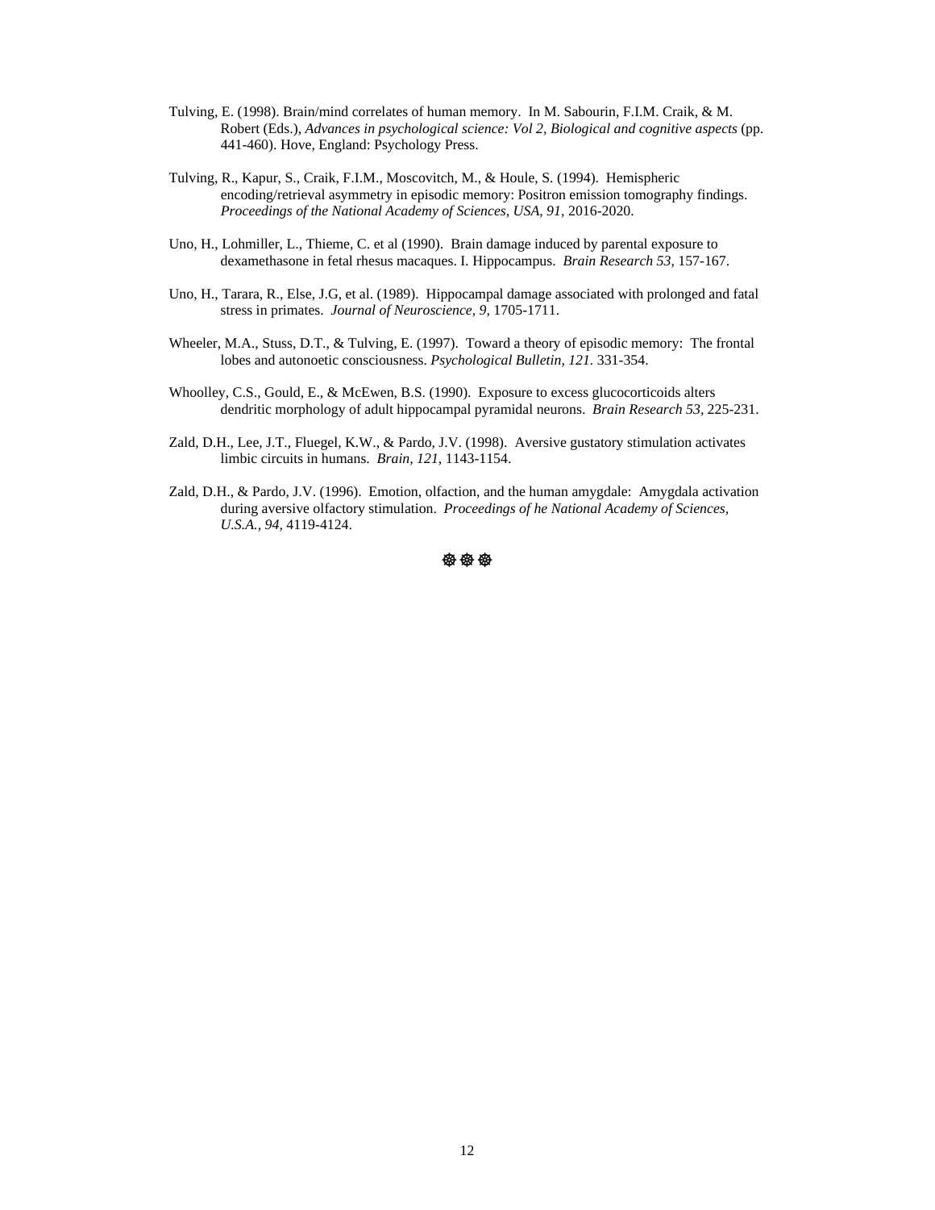Tulving, E. (1998). Brain/mind correlates of human memory. In M. Sabourin, F.I.M. Craik, & M. Robert (Eds.), *Advances in psychological science: Vol 2, Biological and cognitive aspects* (pp. 441-460). Hove, England: Psychology Press.

Tulving, R., Kapur, S., Craik, F.I.M., Moscovitch, M., & Houle, S. (1994). Hemispheric encoding/retrieval asymmetry in episodic memory: Positron emission tomography findings. *Proceedings of the National Academy of Sciences, USA, 91,* 2016-2020.

Uno, H., Lohmiller, L., Thieme, C. et al (1990). Brain damage induced by parental exposure to dexamethasone in fetal rhesus macaques. I. Hippocampus. *Brain Research 53,* 157-167.

Uno, H., Tarara, R., Else, J.G, et al. (1989). Hippocampal damage associated with prolonged and fatal stress in primates. *Journal of Neuroscience, 9,* 1705-1711.

Wheeler, M.A., Stuss, D.T., & Tulving, E. (1997). Toward a theory of episodic memory: The frontal lobes and autonoetic consciousness. *Psychological Bulletin, 121.* 331-354.

Whoolley, C.S., Gould, E., & McEwen, B.S. (1990). Exposure to excess glucocorticoids alters dendritic morphology of adult hippocampal pyramidal neurons. *Brain Research 53,* 225-231.

Zald, D.H., Lee, J.T., Fluegel, K.W., & Pardo, J.V. (1998). Aversive gustatory stimulation activates limbic circuits in humans. *Brain, 121,* 1143-1154.

Zald, D.H., & Pardo, J.V. (1996). Emotion, olfaction, and the human amygdale: Amygdala activation during aversive olfactory stimulation. *Proceedings of he National Academy of Sciences, U.S.A., 94,* 4119-4124.

☸☸☸